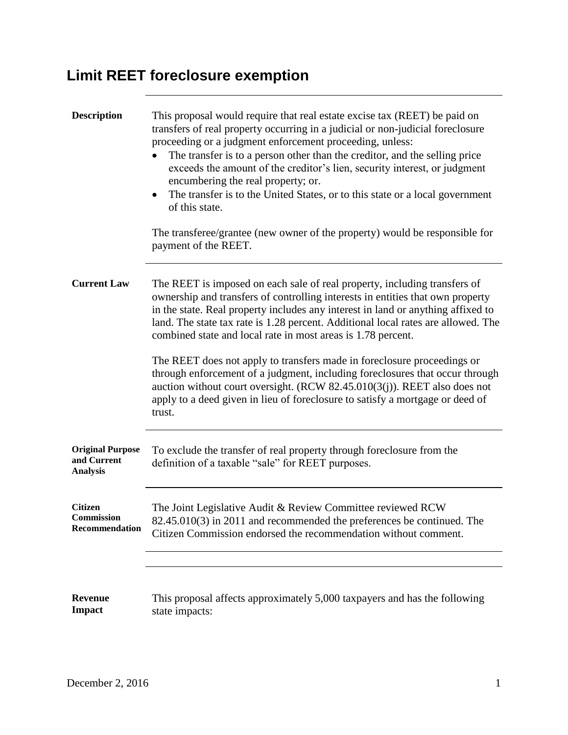# Limit REET foreclosure exemption

**Description**

This proposal would require that real estate excise tax (REET) be paid on transfers of real property occurring in a judicial or non-judicial foreclosure proceeding or a judgment enforcement proceeding, unless:

- The transfer is to a person other than the creditor, and the selling price exceeds the amount of the creditor's lien, security interest, or judgment encumbering the real property; or.
- The transfer is to the United States, or to this state or a local government of this state.

The transferee/grantee (new owner of the property) would be responsible for payment of the REET.

**Current Law**

The REET is imposed on each sale of real property, including transfers of ownership and transfers of controlling interests in entities that own property in the state. Real property includes any interest in land or anything affixed to land. The state tax rate is 1.28 percent. Additional local rates are allowed. The combined state and local rate in most areas is 1.78 percent.

The REET does not apply to transfers made in foreclosure proceedings or through enforcement of a judgment, including foreclosures that occur through auction without court oversight. (RCW 82.45.010(3(j)). REET also does not apply to a deed given in lieu of foreclosure to satisfy a mortgage or deed of trust.

**Original Purpose and Current Analysis**

To exclude the transfer of real property through foreclosure from the definition of a taxable "sale" for REET purposes.

**Citizen Commission Recommendation**

The Joint Legislative Audit & Review Committee reviewed RCW 82.45.010(3) in 2011 and recommended the preferences be continued. The Citizen Commission endorsed the recommendation without comment.

**Revenue Impact**

This proposal affects approximately 5,000 taxpayers and has the following state impacts: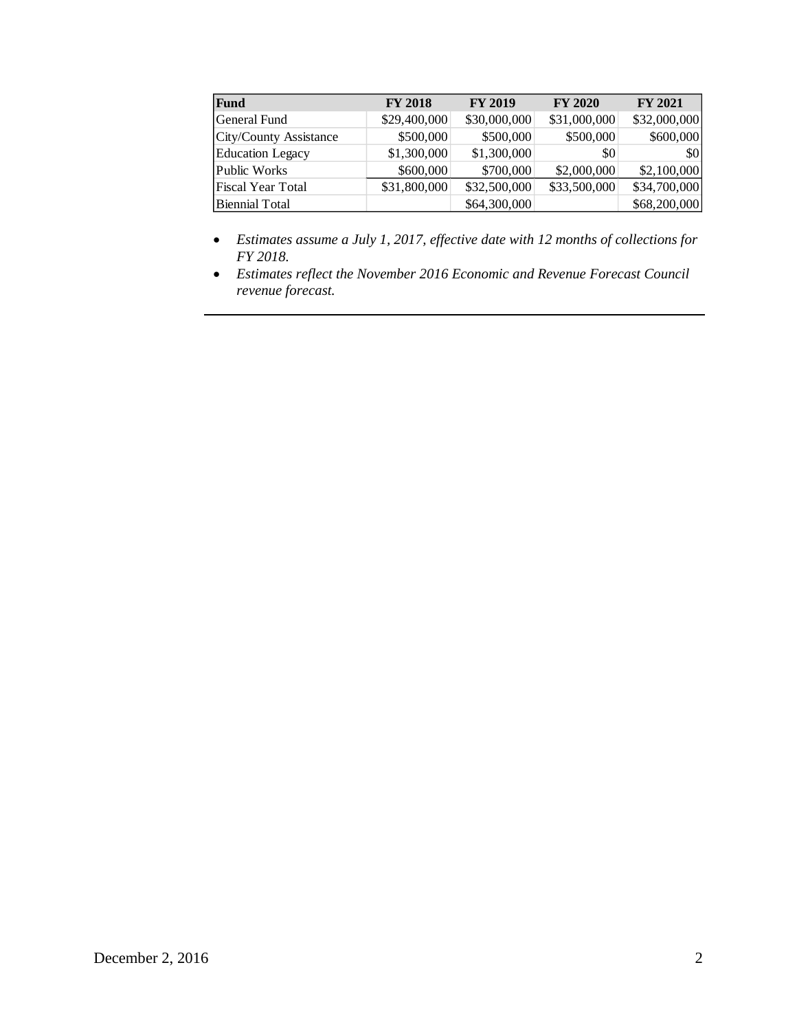| Fund | FY 2018 | FY 2019 | FY 2020 | FY 2021 |
|---|---|---|---|---|
| General Fund | $29,400,000 | $30,000,000 | $31,000,000 | $32,000,000 |
| City/County Assistance | $500,000 | $500,000 | $500,000 | $600,000 |
| Education Legacy | $1,300,000 | $1,300,000 | $0 | $0 |
| Public Works | $600,000 | $700,000 | $2,000,000 | $2,100,000 |
| Fiscal Year Total | $31,800,000 | $32,500,000 | $33,500,000 | $34,700,000 |
| Biennial Total | | $64,300,000 | | $68,200,000 |

- *Estimates assume a July 1, 2017, effective date with 12 months of collections for FY 2018.*
- *Estimates reflect the November 2016 Economic and Revenue Forecast Council revenue forecast.*

December 2, 2016